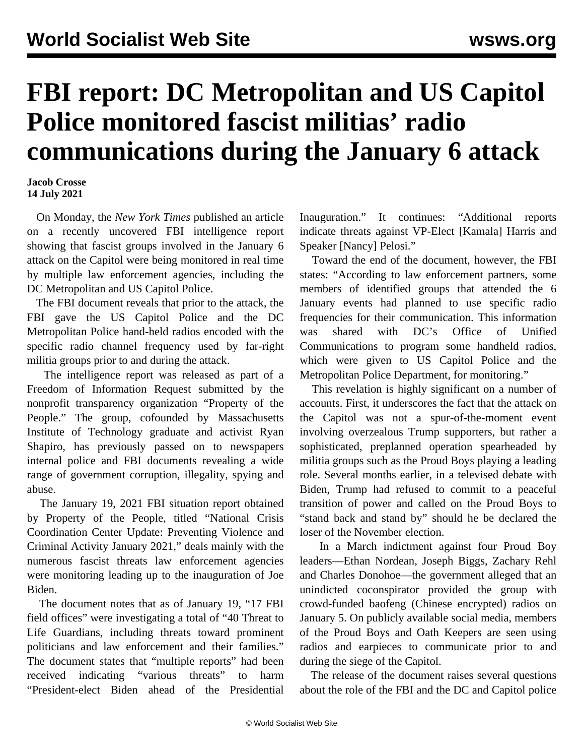# FBI report: DC Metropolitan and US Capitol Police monitored fascist militias' radio communications during the January 6 attack

**Jacob Crosse**
**14 July 2021**

On Monday, the *New York Times* published an article on a recently uncovered FBI intelligence report showing that fascist groups involved in the January 6 attack on the Capitol were being monitored in real time by multiple law enforcement agencies, including the DC Metropolitan and US Capitol Police.

The FBI document reveals that prior to the attack, the FBI gave the US Capitol Police and the DC Metropolitan Police hand-held radios encoded with the specific radio channel frequency used by far-right militia groups prior to and during the attack.

The intelligence report was released as part of a Freedom of Information Request submitted by the nonprofit transparency organization "Property of the People." The group, cofounded by Massachusetts Institute of Technology graduate and activist Ryan Shapiro, has previously passed on to newspapers internal police and FBI documents revealing a wide range of government corruption, illegality, spying and abuse.

The January 19, 2021 FBI situation report obtained by Property of the People, titled "National Crisis Coordination Center Update: Preventing Violence and Criminal Activity January 2021," deals mainly with the numerous fascist threats law enforcement agencies were monitoring leading up to the inauguration of Joe Biden.

The document notes that as of January 19, "17 FBI field offices" were investigating a total of "40 Threat to Life Guardians, including threats toward prominent politicians and law enforcement and their families." The document states that "multiple reports" had been received indicating "various threats" to harm "President-elect Biden ahead of the Presidential Inauguration." It continues: "Additional reports indicate threats against VP-Elect [Kamala] Harris and Speaker [Nancy] Pelosi."

Toward the end of the document, however, the FBI states: "According to law enforcement partners, some members of identified groups that attended the 6 January events had planned to use specific radio frequencies for their communication. This information was shared with DC's Office of Unified Communications to program some handheld radios, which were given to US Capitol Police and the Metropolitan Police Department, for monitoring."

This revelation is highly significant on a number of accounts. First, it underscores the fact that the attack on the Capitol was not a spur-of-the-moment event involving overzealous Trump supporters, but rather a sophisticated, preplanned operation spearheaded by militia groups such as the Proud Boys playing a leading role. Several months earlier, in a televised debate with Biden, Trump had refused to commit to a peaceful transition of power and called on the Proud Boys to "stand back and stand by" should he be declared the loser of the November election.

In a March indictment against four Proud Boy leaders—Ethan Nordean, Joseph Biggs, Zachary Rehl and Charles Donohoe—the government alleged that an unindicted coconspirator provided the group with crowd-funded baofeng (Chinese encrypted) radios on January 5. On publicly available social media, members of the Proud Boys and Oath Keepers are seen using radios and earpieces to communicate prior to and during the siege of the Capitol.

The release of the document raises several questions about the role of the FBI and the DC and Capitol police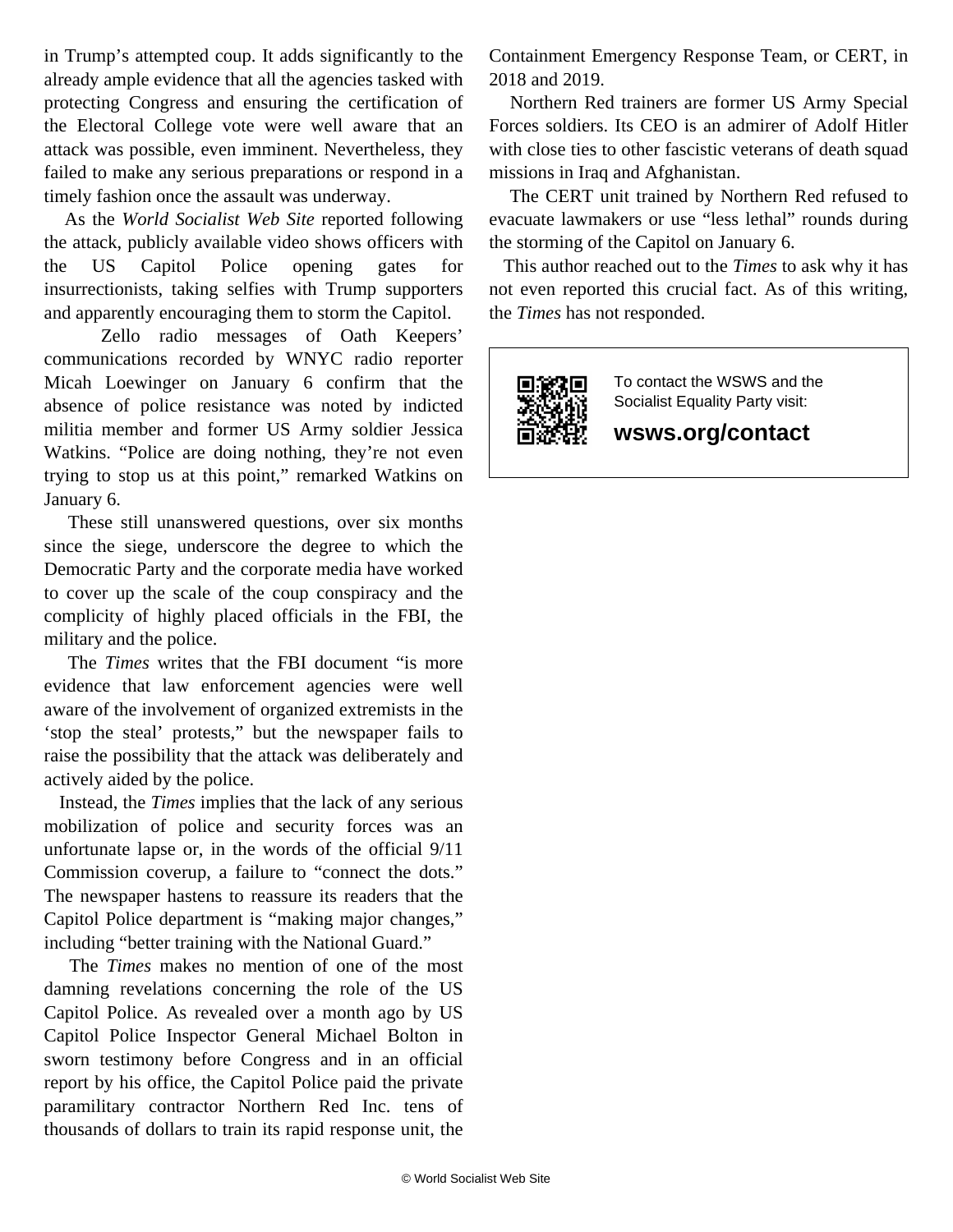in Trump's attempted coup. It adds significantly to the already ample evidence that all the agencies tasked with protecting Congress and ensuring the certification of the Electoral College vote were well aware that an attack was possible, even imminent. Nevertheless, they failed to make any serious preparations or respond in a timely fashion once the assault was underway.

As the *World Socialist Web Site* reported following the attack, publicly available video shows officers with the US Capitol Police opening gates for insurrectionists, taking selfies with Trump supporters and apparently encouraging them to storm the Capitol.

Zello radio messages of Oath Keepers' communications recorded by WNYC radio reporter Micah Loewinger on January 6 confirm that the absence of police resistance was noted by indicted militia member and former US Army soldier Jessica Watkins. "Police are doing nothing, they're not even trying to stop us at this point," remarked Watkins on January 6.

These still unanswered questions, over six months since the siege, underscore the degree to which the Democratic Party and the corporate media have worked to cover up the scale of the coup conspiracy and the complicity of highly placed officials in the FBI, the military and the police.

The *Times* writes that the FBI document "is more evidence that law enforcement agencies were well aware of the involvement of organized extremists in the 'stop the steal' protests," but the newspaper fails to raise the possibility that the attack was deliberately and actively aided by the police.

Instead, the *Times* implies that the lack of any serious mobilization of police and security forces was an unfortunate lapse or, in the words of the official 9/11 Commission coverup, a failure to "connect the dots." The newspaper hastens to reassure its readers that the Capitol Police department is "making major changes," including "better training with the National Guard."

The *Times* makes no mention of one of the most damning revelations concerning the role of the US Capitol Police. As revealed over a month ago by US Capitol Police Inspector General Michael Bolton in sworn testimony before Congress and in an official report by his office, the Capitol Police paid the private paramilitary contractor Northern Red Inc. tens of thousands of dollars to train its rapid response unit, the Containment Emergency Response Team, or CERT, in 2018 and 2019.

Northern Red trainers are former US Army Special Forces soldiers. Its CEO is an admirer of Adolf Hitler with close ties to other fascistic veterans of death squad missions in Iraq and Afghanistan.

The CERT unit trained by Northern Red refused to evacuate lawmakers or use "less lethal" rounds during the storming of the Capitol on January 6.

This author reached out to the *Times* to ask why it has not even reported this crucial fact. As of this writing, the *Times* has not responded.

To contact the WSWS and the Socialist Equality Party visit:

**wsws.org/contact**